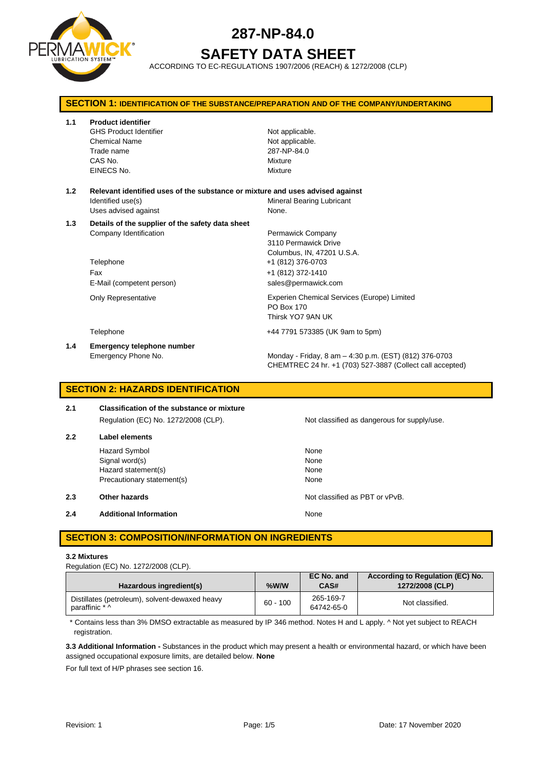# 287-NP-84.0

# SAFETY DATA SHEET

ACCORDING TO EC-REGULATIONS 1907/2006 (REACH) & 1272/2008 (CLP)

## SECTION 1: IDENTIFICATION OF THE SUBSTANCE/PREPARATION AND OF THE COMPANY/UNDERTAKING

**1.1 Product identifier**

| | |
|---|---|
| GHS Product Identifier | Not applicable. |
| Chemical Name | Not applicable. |
| Trade name | 287-NP-84.0 |
| CAS No. | Mixture |
| EINECS No. | Mixture |

**1.2 Relevant identified uses of the substance or mixture and uses advised against**

| | |
|---|---|
| Identified use(s) | Mineral Bearing Lubricant |
| Uses advised against | None. |

**1.3 Details of the supplier of the safety data sheet**

| | |
|---|---|
| Company Identification | Permawick Company<br>3110 Permawick Drive<br>Columbus, IN, 47201 U.S.A. |
| Telephone | +1 (812) 376-0703 |
| Fax | +1 (812) 372-1410 |
| E-Mail (competent person) | sales@permawick.com |
| Only Representative | Experien Chemical Services (Europe) Limited<br>PO Box 170<br>Thirsk YO7 9AN UK |
| Telephone | +44 7791 573385 (UK 9am to 5pm) |

**1.4 Emergency telephone number**

| | |
|---|---|
| Emergency Phone No. | Monday - Friday, 8 am – 4:30 p.m. (EST) (812) 376-0703<br>CHEMTREC 24 hr. +1 (703) 527-3887 (Collect call accepted) |

## SECTION 2: HAZARDS IDENTIFICATION

**2.1 Classification of the substance or mixture**

Regulation (EC) No. 1272/2008 (CLP). Not classified as dangerous for supply/use.

**2.2 Label elements**

| | |
|---|---|
| Hazard Symbol | None |
| Signal word(s) | None |
| Hazard statement(s) | None |
| Precautionary statement(s) | None |

**2.3 Other hazards** Not classified as PBT or vPvB.

**2.4 Additional Information** None

## SECTION 3: COMPOSITION/INFORMATION ON INGREDIENTS

**3.2 Mixtures**

Regulation (EC) No. 1272/2008 (CLP).

| Hazardous ingredient(s) | %W/W | EC No. and CAS# | According to Regulation (EC) No. 1272/2008 (CLP) |
|---|---|---|---|
| Distillates (petroleum), solvent-dewaxed heavy paraffinic * ^ | 60 - 100 | 265-169-7<br>64742-65-0 | Not classified. |

* Contains less than 3% DMSO extractable as measured by IP 346 method. Notes H and L apply. ^ Not yet subject to REACH registration.

**3.3 Additional Information -** Substances in the product which may present a health or environmental hazard, or which have been assigned occupational exposure limits, are detailed below. **None**

For full text of H/P phrases see section 16.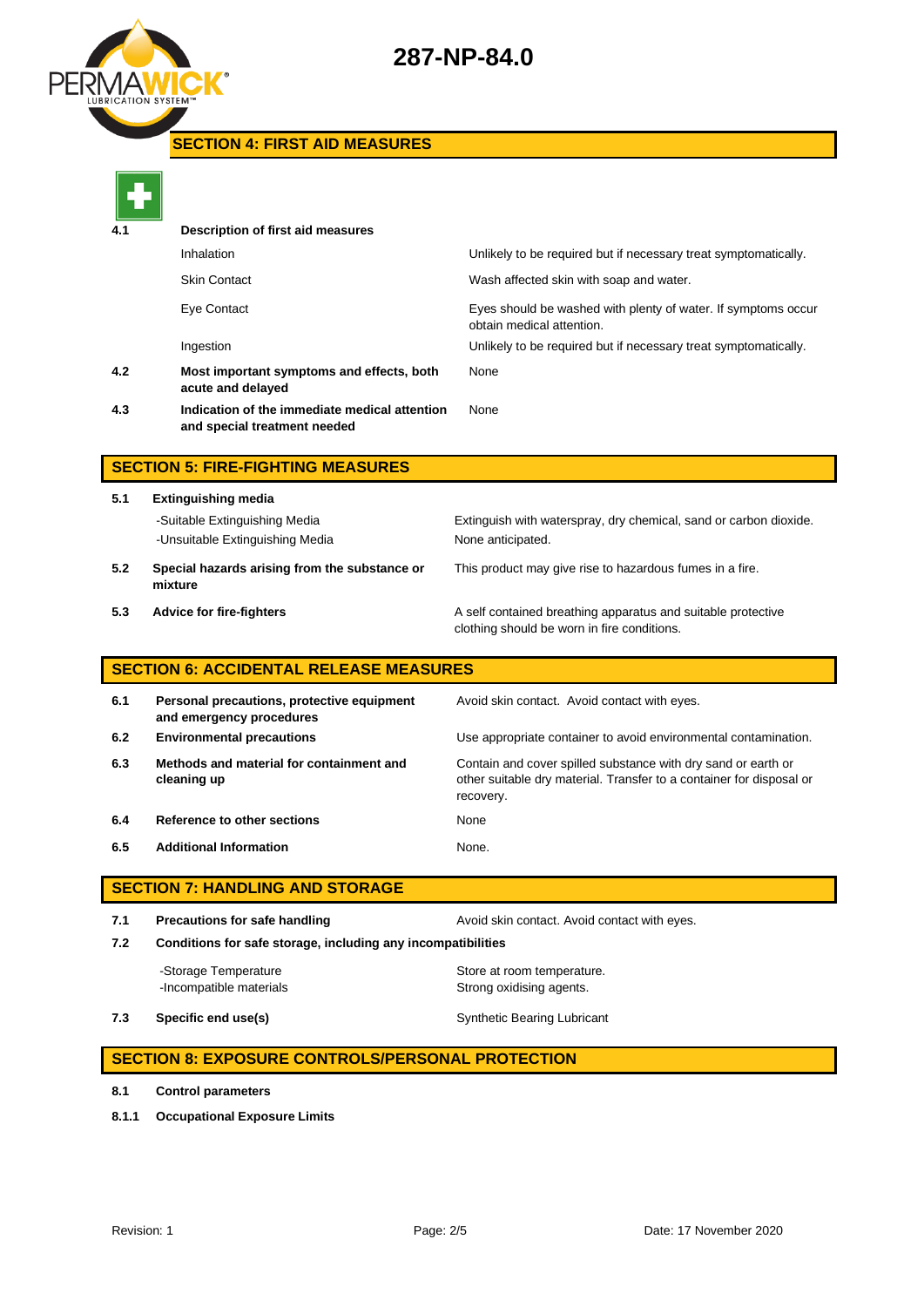## SECTION 4: FIRST AID MEASURES

| | | |
|---|---|---|
| **4.1** | **Description of first aid measures** | |
| | Inhalation | Unlikely to be required but if necessary treat symptomatically. |
| | Skin Contact | Wash affected skin with soap and water. |
| | Eye Contact | Eyes should be washed with plenty of water. If symptoms occur obtain medical attention. |
| | Ingestion | Unlikely to be required but if necessary treat symptomatically. |
| **4.2** | **Most important symptoms and effects, both acute and delayed** | None |
| **4.3** | **Indication of the immediate medical attention and special treatment needed** | None |

## SECTION 5: FIRE-FIGHTING MEASURES

| | | |
|---|---|---|
| **5.1** | **Extinguishing media** | |
| | -Suitable Extinguishing Media | Extinguish with waterspray, dry chemical, sand or carbon dioxide. |
| | -Unsuitable Extinguishing Media | None anticipated. |
| **5.2** | **Special hazards arising from the substance or mixture** | This product may give rise to hazardous fumes in a fire. |
| **5.3** | **Advice for fire-fighters** | A self contained breathing apparatus and suitable protective clothing should be worn in fire conditions. |

## SECTION 6: ACCIDENTAL RELEASE MEASURES

| | | |
|---|---|---|
| **6.1** | **Personal precautions, protective equipment and emergency procedures** | Avoid skin contact. Avoid contact with eyes. |
| **6.2** | **Environmental precautions** | Use appropriate container to avoid environmental contamination. |
| **6.3** | **Methods and material for containment and cleaning up** | Contain and cover spilled substance with dry sand or earth or other suitable dry material. Transfer to a container for disposal or recovery. |
| **6.4** | **Reference to other sections** | None |
| **6.5** | **Additional Information** | None. |

## SECTION 7: HANDLING AND STORAGE

| | | |
|---|---|---|
| **7.1** | **Precautions for safe handling** | Avoid skin contact. Avoid contact with eyes. |
| **7.2** | **Conditions for safe storage, including any incompatibilities** | |
| | -Storage Temperature | Store at room temperature. |
| | -Incompatible materials | Strong oxidising agents. |
| **7.3** | **Specific end use(s)** | Synthetic Bearing Lubricant |

## SECTION 8: EXPOSURE CONTROLS/PERSONAL PROTECTION

**8.1** **Control parameters**

**8.1.1** **Occupational Exposure Limits**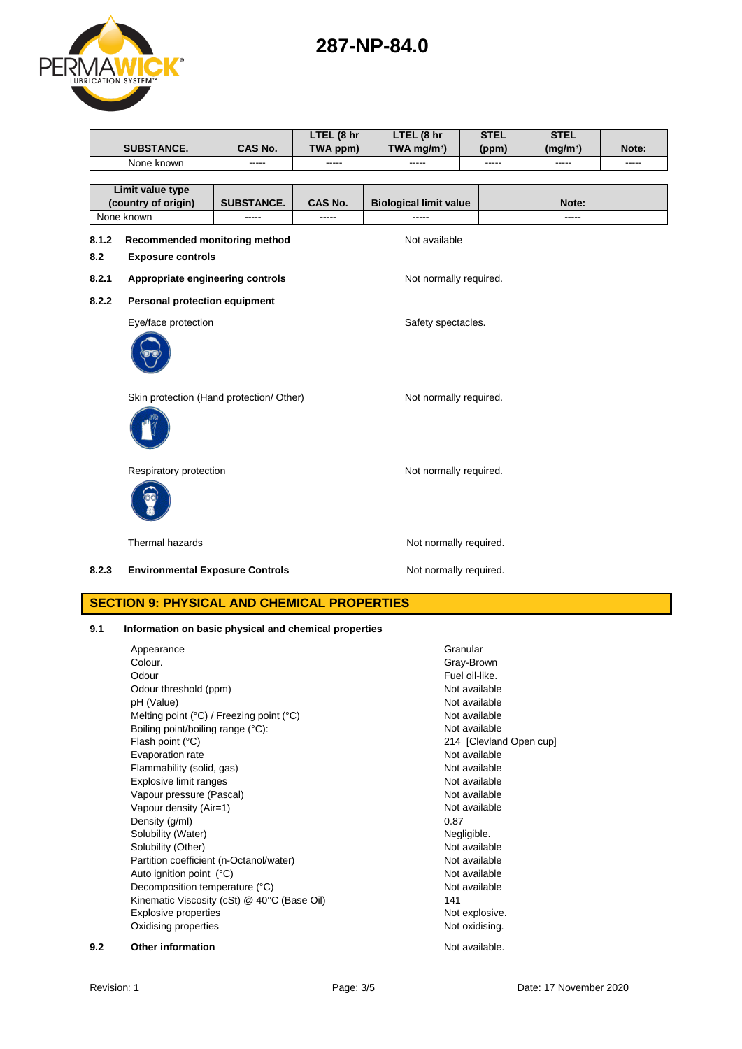| SUBSTANCE. | CAS No. | LTEL (8 hr TWA ppm) | LTEL (8 hr TWA mg/m³) | STEL (ppm) | STEL (mg/m³) | Note: |
|---|---|---|---|---|---|---|
| None known | ----- | ----- | ----- | ----- | ----- | ----- |

| Limit value type (country of origin) | SUBSTANCE. | CAS No. | Biological limit value | Note: |
|---|---|---|---|---|
| None known | ----- | ----- | ----- | ----- |

**8.1.2 Recommended monitoring method** — Not available

**8.2 Exposure controls**

**8.2.1 Appropriate engineering controls** — Not normally required.

**8.2.2 Personal protection equipment**

Eye/face protection — Safety spectacles.

Skin protection (Hand protection/ Other) — Not normally required.

Respiratory protection — Not normally required.

Thermal hazards — Not normally required.

**8.2.3 Environmental Exposure Controls** — Not normally required.

## SECTION 9: PHYSICAL AND CHEMICAL PROPERTIES

**9.1 Information on basic physical and chemical properties**

| | |
|---|---|
| Appearance | Granular |
| Colour. | Gray-Brown |
| Odour | Fuel oil-like. |
| Odour threshold (ppm) | Not available |
| pH (Value) | Not available |
| Melting point (°C) / Freezing point (°C) | Not available |
| Boiling point/boiling range (°C): | Not available |
| Flash point (°C) | 214 [Clevland Open cup] |
| Evaporation rate | Not available |
| Flammability (solid, gas) | Not available |
| Explosive limit ranges | Not available |
| Vapour pressure (Pascal) | Not available |
| Vapour density (Air=1) | Not available |
| Density (g/ml) | 0.87 |
| Solubility (Water) | Negligible. |
| Solubility (Other) | Not available |
| Partition coefficient (n-Octanol/water) | Not available |
| Auto ignition point (°C) | Not available |
| Decomposition temperature (°C) | Not available |
| Kinematic Viscosity (cSt) @ 40°C (Base Oil) | 141 |
| Explosive properties | Not explosive. |
| Oxidising properties | Not oxidising. |

**9.2 Other information** — Not available.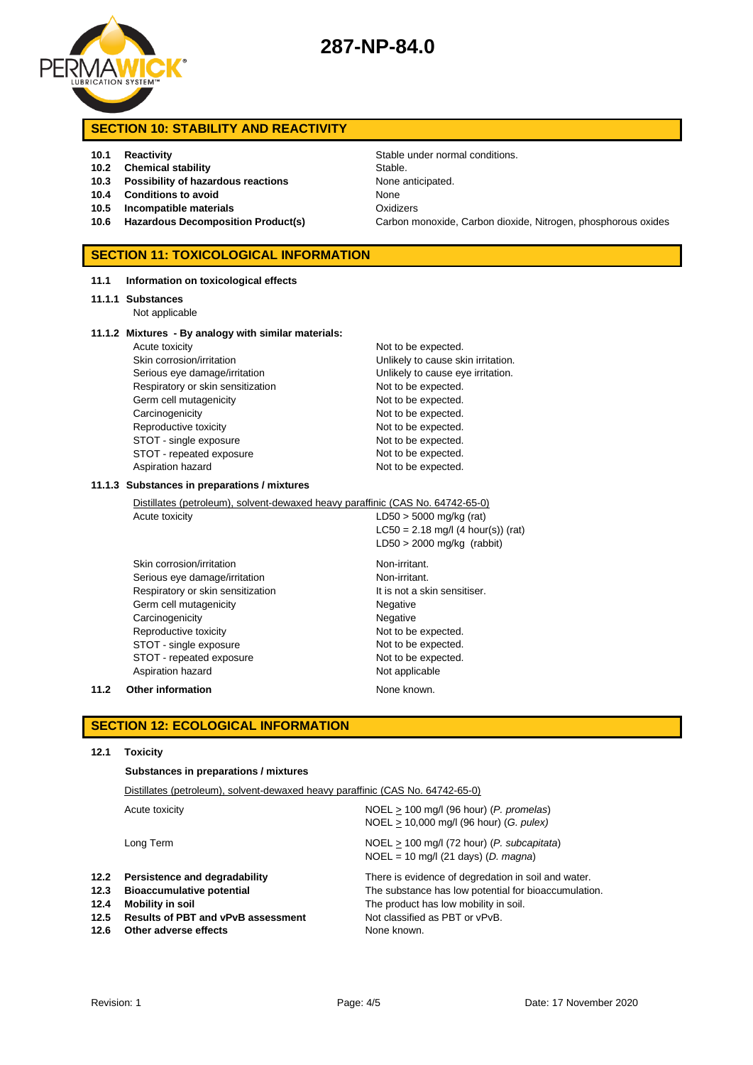## SECTION 10: STABILITY AND REACTIVITY

| | | |
|---|---|---|
| 10.1 | **Reactivity** | Stable under normal conditions. |
| 10.2 | **Chemical stability** | Stable. |
| 10.3 | **Possibility of hazardous reactions** | None anticipated. |
| 10.4 | **Conditions to avoid** | None |
| 10.5 | **Incompatible materials** | Oxidizers |
| 10.6 | **Hazardous Decomposition Product(s)** | Carbon monoxide, Carbon dioxide, Nitrogen, phosphorous oxides |

## SECTION 11: TOXICOLOGICAL INFORMATION

**11.1 Information on toxicological effects**

**11.1.1 Substances**

Not applicable

**11.1.2 Mixtures - By analogy with similar materials:**

| | |
|---|---|
| Acute toxicity | Not to be expected. |
| Skin corrosion/irritation | Unlikely to cause skin irritation. |
| Serious eye damage/irritation | Unlikely to cause eye irritation. |
| Respiratory or skin sensitization | Not to be expected. |
| Germ cell mutagenicity | Not to be expected. |
| Carcinogenicity | Not to be expected. |
| Reproductive toxicity | Not to be expected. |
| STOT - single exposure | Not to be expected. |
| STOT - repeated exposure | Not to be expected. |
| Aspiration hazard | Not to be expected. |

**11.1.3 Substances in preparations / mixtures**

Distillates (petroleum), solvent-dewaxed heavy paraffinic (CAS No. 64742-65-0)

| | |
|---|---|
| Acute toxicity | LD50 > 5000 mg/kg (rat)<br>LC50 = 2.18 mg/l (4 hour(s)) (rat)<br>LD50 > 2000 mg/kg (rabbit) |
| Skin corrosion/irritation | Non-irritant. |
| Serious eye damage/irritation | Non-irritant. |
| Respiratory or skin sensitization | It is not a skin sensitiser. |
| Germ cell mutagenicity | Negative |
| Carcinogenicity | Negative |
| Reproductive toxicity | Not to be expected. |
| STOT - single exposure | Not to be expected. |
| STOT - repeated exposure | Not to be expected. |
| Aspiration hazard | Not applicable |

**11.2 Other information** None known.

## SECTION 12: ECOLOGICAL INFORMATION

**12.1 Toxicity**

**Substances in preparations / mixtures**

Distillates (petroleum), solvent-dewaxed heavy paraffinic (CAS No. 64742-65-0)

| | |
|---|---|
| Acute toxicity | NOEL ≥ 100 mg/l (96 hour) (*P. promelas*)<br>NOEL ≥ 10,000 mg/l (96 hour) (*G. pulex)* |
| Long Term | NOEL ≥ 100 mg/l (72 hour) (*P. subcapitata*)<br>NOEL = 10 mg/l (21 days) (*D. magna*) |

| | | |
|---|---|---|
| 12.2 | **Persistence and degradability** | There is evidence of degredation in soil and water. |
| 12.3 | **Bioaccumulative potential** | The substance has low potential for bioaccumulation. |
| 12.4 | **Mobility in soil** | The product has low mobility in soil. |
| 12.5 | **Results of PBT and vPvB assessment** | Not classified as PBT or vPvB. |
| 12.6 | **Other adverse effects** | None known. |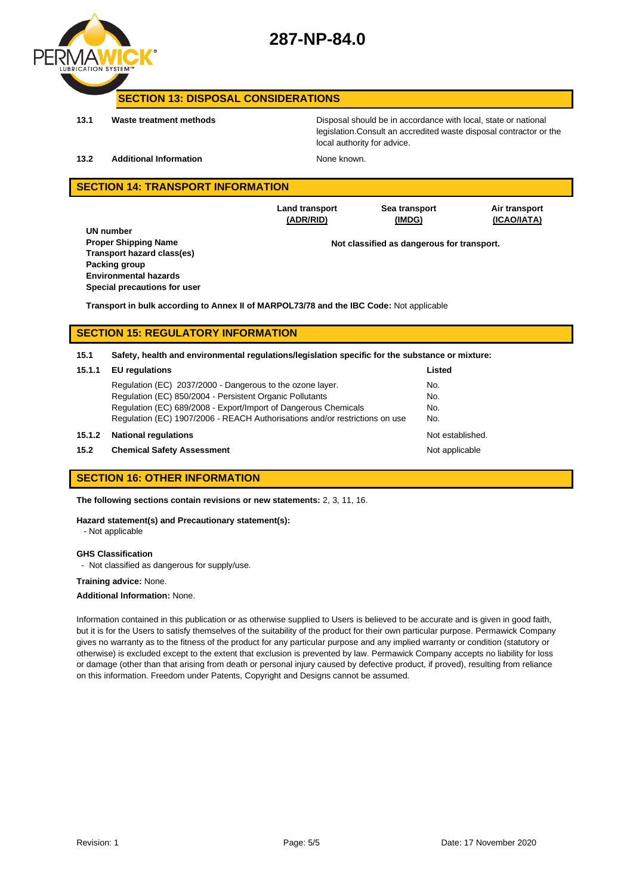## SECTION 13: DISPOSAL CONSIDERATIONS

| | | |
|---|---|---|
| 13.1 | Waste treatment methods | Disposal should be in accordance with local, state or national legislation.Consult an accredited waste disposal contractor or the local authority for advice. |
| 13.2 | Additional Information | None known. |

## SECTION 14: TRANSPORT INFORMATION

| | Land transport (ADR/RID) | Sea transport (IMDG) | Air transport (ICAO/IATA) |
|---|---|---|---|
| **UN number** | | | |
| **Proper Shipping Name** | | Not classified as dangerous for transport. | |
| **Transport hazard class(es)** | | | |
| **Packing group** | | | |
| **Environmental hazards** | | | |
| **Special precautions for user** | | | |

**Transport in bulk according to Annex II of MARPOL73/78 and the IBC Code:** Not applicable

## SECTION 15: REGULATORY INFORMATION

**15.1 Safety, health and environmental regulations/legislation specific for the substance or mixture:**

| | | |
|---|---|---|
| **15.1.1** | **EU regulations** | **Listed** |
| | Regulation (EC) 2037/2000 - Dangerous to the ozone layer. | No. |
| | Regulation (EC) 850/2004 - Persistent Organic Pollutants | No. |
| | Regulation (EC) 689/2008 - Export/Import of Dangerous Chemicals | No. |
| | Regulation (EC) 1907/2006 - REACH Authorisations and/or restrictions on use | No. |
| **15.1.2** | **National regulations** | Not established. |
| **15.2** | **Chemical Safety Assessment** | Not applicable |

## SECTION 16: OTHER INFORMATION

**The following sections contain revisions or new statements:** 2, 3, 11, 16.

**Hazard statement(s) and Precautionary statement(s):**
- Not applicable

**GHS Classification**
- Not classified as dangerous for supply/use.

**Training advice:** None.

**Additional Information:** None.

Information contained in this publication or as otherwise supplied to Users is believed to be accurate and is given in good faith, but it is for the Users to satisfy themselves of the suitability of the product for their own particular purpose. Permawick Company gives no warranty as to the fitness of the product for any particular purpose and any implied warranty or condition (statutory or otherwise) is excluded except to the extent that exclusion is prevented by law. Permawick Company accepts no liability for loss or damage (other than that arising from death or personal injury caused by defective product, if proved), resulting from reliance on this information. Freedom under Patents, Copyright and Designs cannot be assumed.